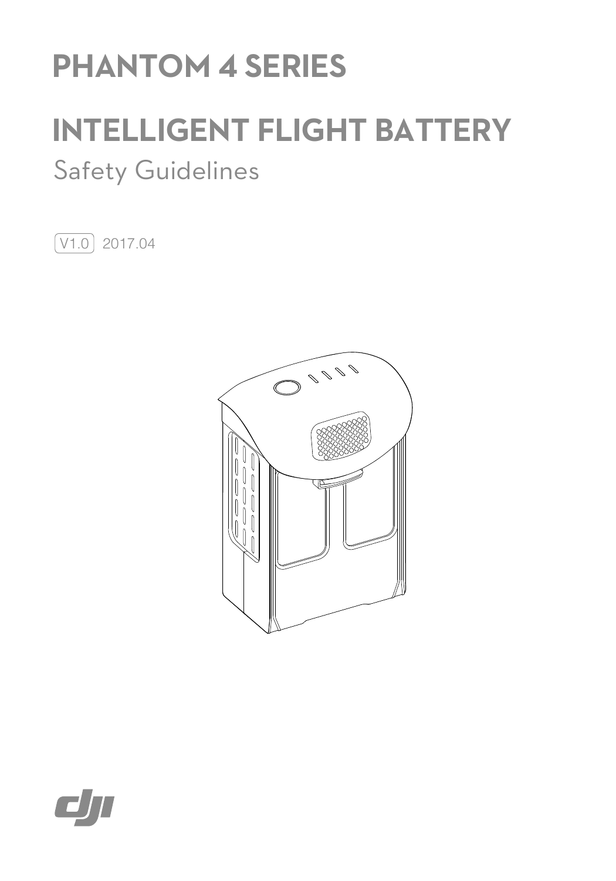# PHANTOM 4 SERIES

# INTELLIGENT FLIGHT BATTERY

## Safety Guidelines

V1.0 2017.04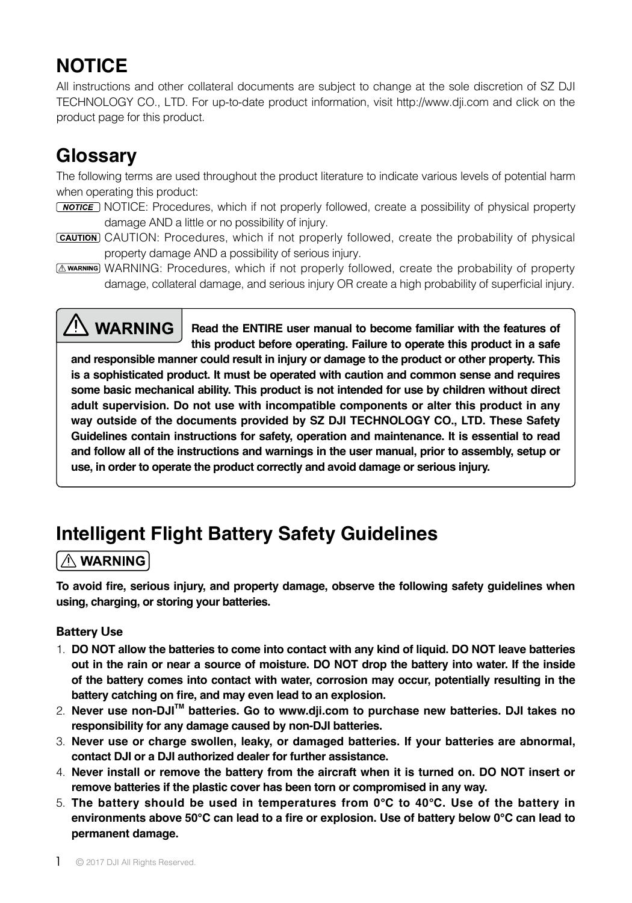# NOTICE

All instructions and other collateral documents are subject to change at the sole discretion of SZ DJI TECHNOLOGY CO., LTD. For up-to-date product information, visit http://www.dji.com and click on the product page for this product.

# Glossary

The following terms are used throughout the product literature to indicate various levels of potential harm when operating this product:

NOTICE: Procedures, which if not properly followed, create a possibility of physical property damage AND a little or no possibility of injury.

CAUTION: Procedures, which if not properly followed, create the probability of physical property damage AND a possibility of serious injury.

WARNING: Procedures, which if not properly followed, create the probability of property damage, collateral damage, and serious injury OR create a high probability of superficial injury.

**⚠ WARNING**

**Read the ENTIRE user manual to become familiar with the features of this product before operating. Failure to operate this product in a safe and responsible manner could result in injury or damage to the product or other property. This is a sophisticated product. It must be operated with caution and common sense and requires some basic mechanical ability. This product is not intended for use by children without direct adult supervision. Do not use with incompatible components or alter this product in any way outside of the documents provided by SZ DJI TECHNOLOGY CO., LTD. These Safety Guidelines contain instructions for safety, operation and maintenance. It is essential to read and follow all of the instructions and warnings in the user manual, prior to assembly, setup or use, in order to operate the product correctly and avoid damage or serious injury.**

# Intelligent Flight Battery Safety Guidelines

**⚠ WARNING**

**To avoid fire, serious injury, and property damage, observe the following safety guidelines when using, charging, or storing your batteries.**

### Battery Use

1. **DO NOT allow the batteries to come into contact with any kind of liquid. DO NOT leave batteries out in the rain or near a source of moisture. DO NOT drop the battery into water. If the inside of the battery comes into contact with water, corrosion may occur, potentially resulting in the battery catching on fire, and may even lead to an explosion.**
2. **Never use non-DJI™ batteries. Go to www.dji.com to purchase new batteries. DJI takes no responsibility for any damage caused by non-DJI batteries.**
3. **Never use or charge swollen, leaky, or damaged batteries. If your batteries are abnormal, contact DJI or a DJI authorized dealer for further assistance.**
4. **Never install or remove the battery from the aircraft when it is turned on. DO NOT insert or remove batteries if the plastic cover has been torn or compromised in any way.**
5. **The battery should be used in temperatures from 0°C to 40°C. Use of the battery in environments above 50°C can lead to a fire or explosion. Use of battery below 0°C can lead to permanent damage.**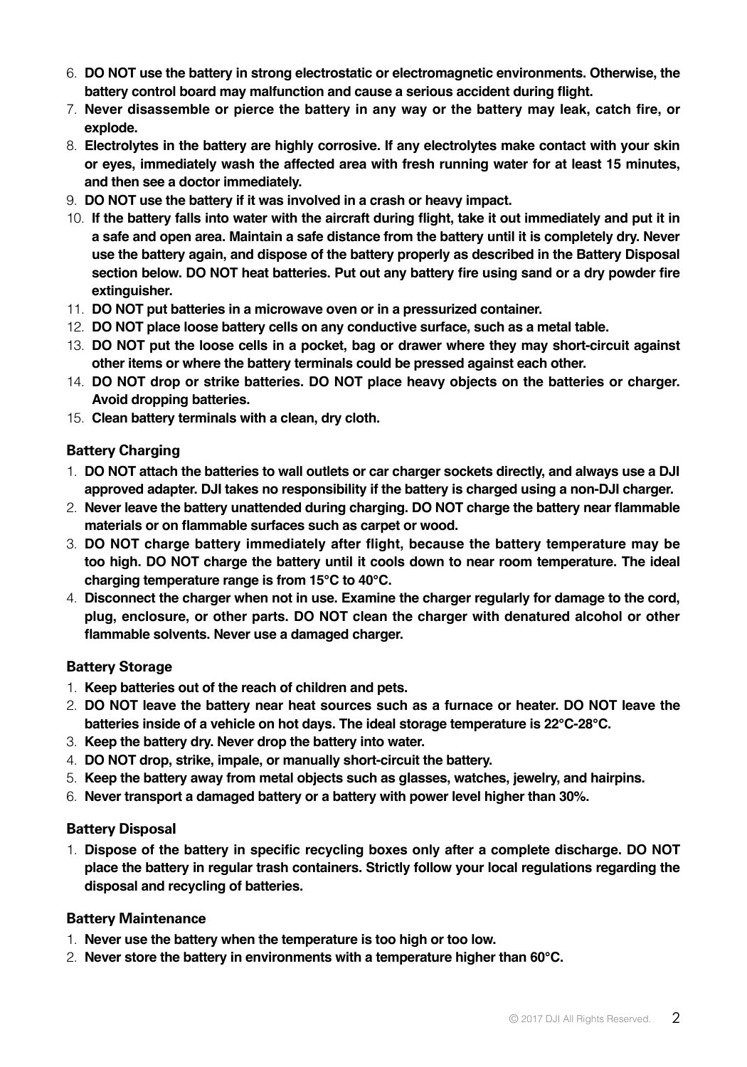6. **DO NOT use the battery in strong electrostatic or electromagnetic environments. Otherwise, the battery control board may malfunction and cause a serious accident during flight.**
7. **Never disassemble or pierce the battery in any way or the battery may leak, catch fire, or explode.**
8. **Electrolytes in the battery are highly corrosive. If any electrolytes make contact with your skin or eyes, immediately wash the affected area with fresh running water for at least 15 minutes, and then see a doctor immediately.**
9. **DO NOT use the battery if it was involved in a crash or heavy impact.**
10. **If the battery falls into water with the aircraft during flight, take it out immediately and put it in a safe and open area. Maintain a safe distance from the battery until it is completely dry. Never use the battery again, and dispose of the battery properly as described in the Battery Disposal section below. DO NOT heat batteries. Put out any battery fire using sand or a dry powder fire extinguisher.**
11. **DO NOT put batteries in a microwave oven or in a pressurized container.**
12. **DO NOT place loose battery cells on any conductive surface, such as a metal table.**
13. **DO NOT put the loose cells in a pocket, bag or drawer where they may short-circuit against other items or where the battery terminals could be pressed against each other.**
14. **DO NOT drop or strike batteries. DO NOT place heavy objects on the batteries or charger. Avoid dropping batteries.**
15. **Clean battery terminals with a clean, dry cloth.**

### Battery Charging

1. **DO NOT attach the batteries to wall outlets or car charger sockets directly, and always use a DJI approved adapter. DJI takes no responsibility if the battery is charged using a non-DJI charger.**
2. **Never leave the battery unattended during charging. DO NOT charge the battery near flammable materials or on flammable surfaces such as carpet or wood.**
3. **DO NOT charge battery immediately after flight, because the battery temperature may be too high. DO NOT charge the battery until it cools down to near room temperature. The ideal charging temperature range is from 15°C to 40°C.**
4. **Disconnect the charger when not in use. Examine the charger regularly for damage to the cord, plug, enclosure, or other parts. DO NOT clean the charger with denatured alcohol or other flammable solvents. Never use a damaged charger.**

### Battery Storage

1. **Keep batteries out of the reach of children and pets.**
2. **DO NOT leave the battery near heat sources such as a furnace or heater. DO NOT leave the batteries inside of a vehicle on hot days. The ideal storage temperature is 22°C-28°C.**
3. **Keep the battery dry. Never drop the battery into water.**
4. **DO NOT drop, strike, impale, or manually short-circuit the battery.**
5. **Keep the battery away from metal objects such as glasses, watches, jewelry, and hairpins.**
6. **Never transport a damaged battery or a battery with power level higher than 30%.**

### Battery Disposal

1. **Dispose of the battery in specific recycling boxes only after a complete discharge. DO NOT place the battery in regular trash containers. Strictly follow your local regulations regarding the disposal and recycling of batteries.**

### Battery Maintenance

1. **Never use the battery when the temperature is too high or too low.**
2. **Never store the battery in environments with a temperature higher than 60°C.**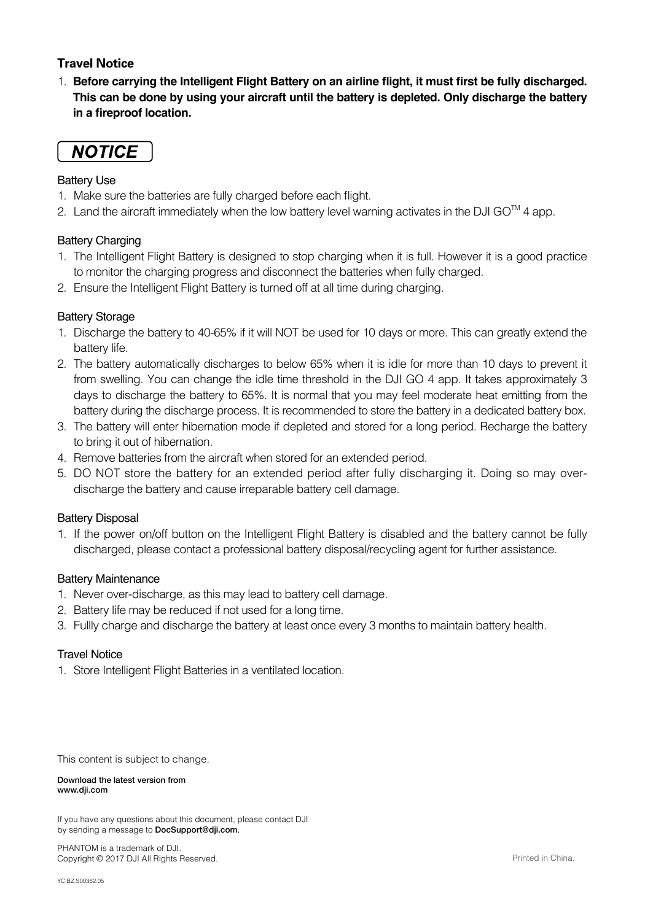### Travel Notice

1. **Before carrying the Intelligent Flight Battery on an airline flight, it must first be fully discharged. This can be done by using your aircraft until the battery is depleted. Only discharge the battery in a fireproof location.**

## *NOTICE*

Battery Use

1. Make sure the batteries are fully charged before each flight.
2. Land the aircraft immediately when the low battery level warning activates in the DJI GO™ 4 app.

Battery Charging

1. The Intelligent Flight Battery is designed to stop charging when it is full. However it is a good practice to monitor the charging progress and disconnect the batteries when fully charged.
2. Ensure the Intelligent Flight Battery is turned off at all time during charging.

Battery Storage

1. Discharge the battery to 40-65% if it will NOT be used for 10 days or more. This can greatly extend the battery life.
2. The battery automatically discharges to below 65% when it is idle for more than 10 days to prevent it from swelling. You can change the idle time threshold in the DJI GO 4 app. It takes approximately 3 days to discharge the battery to 65%. It is normal that you may feel moderate heat emitting from the battery during the discharge process. It is recommended to store the battery in a dedicated battery box.
3. The battery will enter hibernation mode if depleted and stored for a long period. Recharge the battery to bring it out of hibernation.
4. Remove batteries from the aircraft when stored for an extended period.
5. DO NOT store the battery for an extended period after fully discharging it. Doing so may over-discharge the battery and cause irreparable battery cell damage.

Battery Disposal

1. If the power on/off button on the Intelligent Flight Battery is disabled and the battery cannot be fully discharged, please contact a professional battery disposal/recycling agent for further assistance.

Battery Maintenance

1. Never over-discharge, as this may lead to battery cell damage.
2. Battery life may be reduced if not used for a long time.
3. Fullly charge and discharge the battery at least once every 3 months to maintain battery health.

Travel Notice

1. Store Intelligent Flight Batteries in a ventilated location.

This content is subject to change.

**Download the latest version from**
**www.dji.com**

If you have any questions about this document, please contact DJI by sending a message to **DocSupport@dji.com**.

PHANTOM is a trademark of DJI.
Copyright © 2017 DJI All Rights Reserved.

Printed in China.

YC.BZ.S00362.05